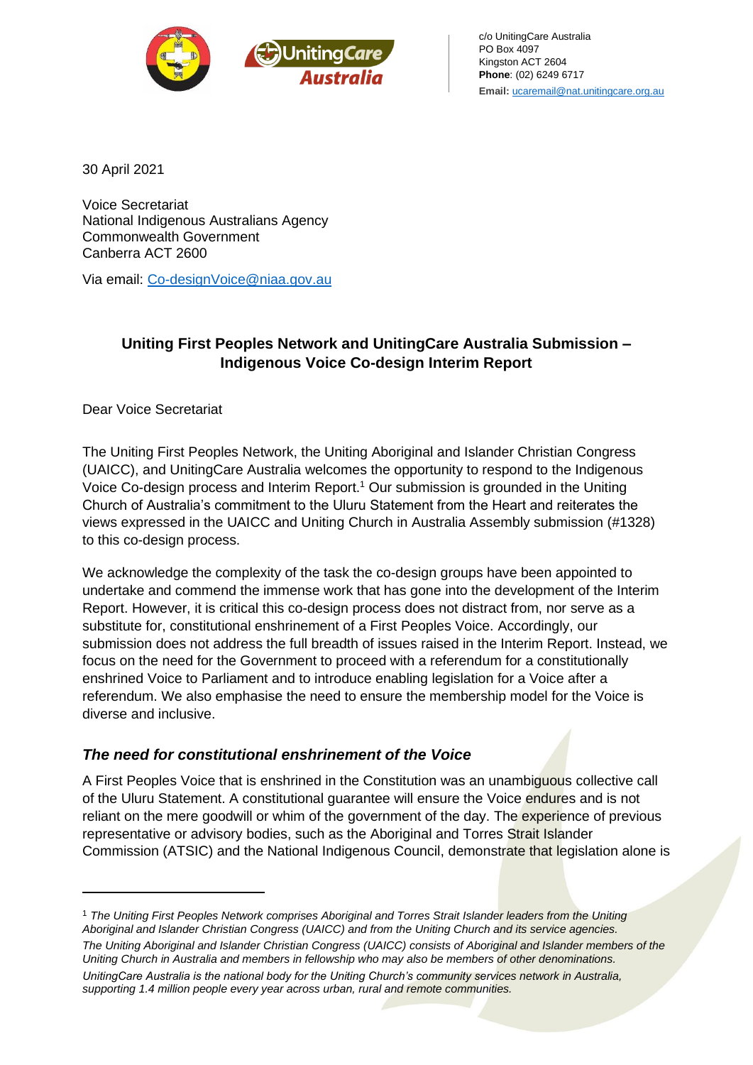c/o UnitingCare Australia
PO Box 4097
Kingston ACT 2604
**Phone**: (02) 6249 6717
**Email:** ucaremail@nat.unitingcare.org.au

30 April 2021

Voice Secretariat
National Indigenous Australians Agency
Commonwealth Government
Canberra ACT 2600

Via email: Co-designVoice@niaa.gov.au

**Uniting First Peoples Network and UnitingCare Australia Submission – Indigenous Voice Co-design Interim Report**

Dear Voice Secretariat

The Uniting First Peoples Network, the Uniting Aboriginal and Islander Christian Congress (UAICC), and UnitingCare Australia welcomes the opportunity to respond to the Indigenous Voice Co-design process and Interim Report.[1] Our submission is grounded in the Uniting Church of Australia's commitment to the Uluru Statement from the Heart and reiterates the views expressed in the UAICC and Uniting Church in Australia Assembly submission (#1328) to this co-design process.

We acknowledge the complexity of the task the co-design groups have been appointed to undertake and commend the immense work that has gone into the development of the Interim Report. However, it is critical this co-design process does not distract from, nor serve as a substitute for, constitutional enshrinement of a First Peoples Voice. Accordingly, our submission does not address the full breadth of issues raised in the Interim Report. Instead, we focus on the need for the Government to proceed with a referendum for a constitutionally enshrined Voice to Parliament and to introduce enabling legislation for a Voice after a referendum. We also emphasise the need to ensure the membership model for the Voice is diverse and inclusive.

## *The need for constitutional enshrinement of the Voice*

A First Peoples Voice that is enshrined in the Constitution was an unambiguous collective call of the Uluru Statement. A constitutional guarantee will ensure the Voice endures and is not reliant on the mere goodwill or whim of the government of the day. The experience of previous representative or advisory bodies, such as the Aboriginal and Torres Strait Islander Commission (ATSIC) and the National Indigenous Council, demonstrate that legislation alone is

---

[1] *The Uniting First Peoples Network comprises Aboriginal and Torres Strait Islander leaders from the Uniting Aboriginal and Islander Christian Congress (UAICC) and from the Uniting Church and its service agencies.*
*The Uniting Aboriginal and Islander Christian Congress (UAICC) consists of Aboriginal and Islander members of the Uniting Church in Australia and members in fellowship who may also be members of other denominations.*
*UnitingCare Australia is the national body for the Uniting Church's community services network in Australia, supporting 1.4 million people every year across urban, rural and remote communities.*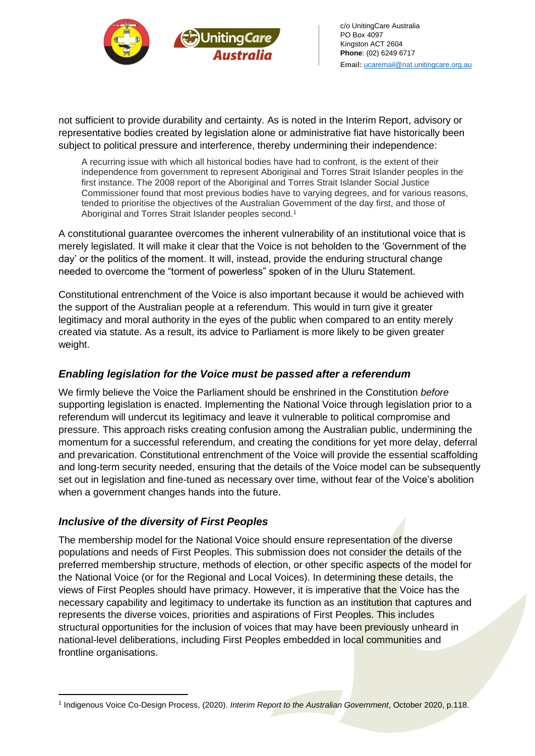not sufficient to provide durability and certainty. As is noted in the Interim Report, advisory or representative bodies created by legislation alone or administrative fiat have historically been subject to political pressure and interference, thereby undermining their independence:

> A recurring issue with which all historical bodies have had to confront, is the extent of their independence from government to represent Aboriginal and Torres Strait Islander peoples in the first instance. The 2008 report of the Aboriginal and Torres Strait Islander Social Justice Commissioner found that most previous bodies have to varying degrees, and for various reasons, tended to prioritise the objectives of the Australian Government of the day first, and those of Aboriginal and Torres Strait Islander peoples second.[1]

A constitutional guarantee overcomes the inherent vulnerability of an institutional voice that is merely legislated. It will make it clear that the Voice is not beholden to the 'Government of the day' or the politics of the moment. It will, instead, provide the enduring structural change needed to overcome the "torment of powerless" spoken of in the Uluru Statement.

Constitutional entrenchment of the Voice is also important because it would be achieved with the support of the Australian people at a referendum. This would in turn give it greater legitimacy and moral authority in the eyes of the public when compared to an entity merely created via statute. As a result, its advice to Parliament is more likely to be given greater weight.

## *Enabling legislation for the Voice must be passed after a referendum*

We firmly believe the Voice the Parliament should be enshrined in the Constitution *before* supporting legislation is enacted. Implementing the National Voice through legislation prior to a referendum will undercut its legitimacy and leave it vulnerable to political compromise and pressure. This approach risks creating confusion among the Australian public, undermining the momentum for a successful referendum, and creating the conditions for yet more delay, deferral and prevarication. Constitutional entrenchment of the Voice will provide the essential scaffolding and long-term security needed, ensuring that the details of the Voice model can be subsequently set out in legislation and fine-tuned as necessary over time, without fear of the Voice's abolition when a government changes hands into the future.

## *Inclusive of the diversity of First Peoples*

The membership model for the National Voice should ensure representation of the diverse populations and needs of First Peoples. This submission does not consider the details of the preferred membership structure, methods of election, or other specific aspects of the model for the National Voice (or for the Regional and Local Voices). In determining these details, the views of First Peoples should have primacy. However, it is imperative that the Voice has the necessary capability and legitimacy to undertake its function as an institution that captures and represents the diverse voices, priorities and aspirations of First Peoples. This includes structural opportunities for the inclusion of voices that may have been previously unheard in national-level deliberations, including First Peoples embedded in local communities and frontline organisations.

---

[1] Indigenous Voice Co-Design Process, (2020). *Interim Report to the Australian Government*, October 2020, p.118.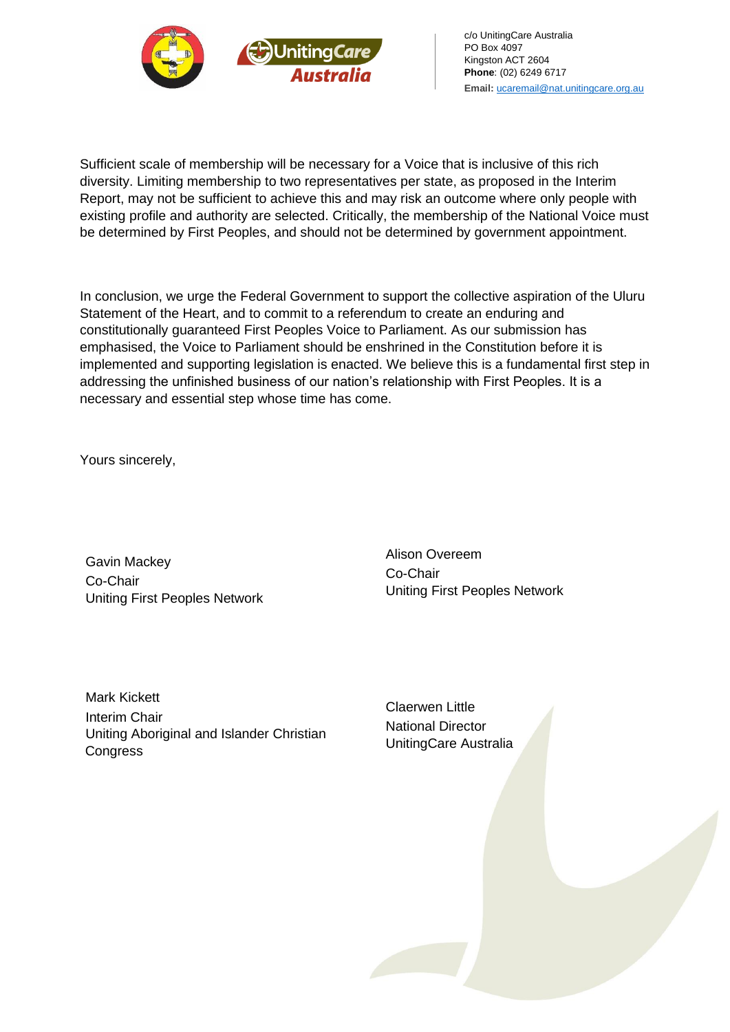Sufficient scale of membership will be necessary for a Voice that is inclusive of this rich diversity. Limiting membership to two representatives per state, as proposed in the Interim Report, may not be sufficient to achieve this and may risk an outcome where only people with existing profile and authority are selected. Critically, the membership of the National Voice must be determined by First Peoples, and should not be determined by government appointment.

In conclusion, we urge the Federal Government to support the collective aspiration of the Uluru Statement of the Heart, and to commit to a referendum to create an enduring and constitutionally guaranteed First Peoples Voice to Parliament. As our submission has emphasised, the Voice to Parliament should be enshrined in the Constitution before it is implemented and supporting legislation is enacted. We believe this is a fundamental first step in addressing the unfinished business of our nation's relationship with First Peoples. It is a necessary and essential step whose time has come.

Yours sincerely,

Gavin Mackey
Co-Chair
Uniting First Peoples Network

Alison Overeem
Co-Chair
Uniting First Peoples Network

Mark Kickett
Interim Chair
Uniting Aboriginal and Islander Christian Congress

Claerwen Little
National Director
UnitingCare Australia